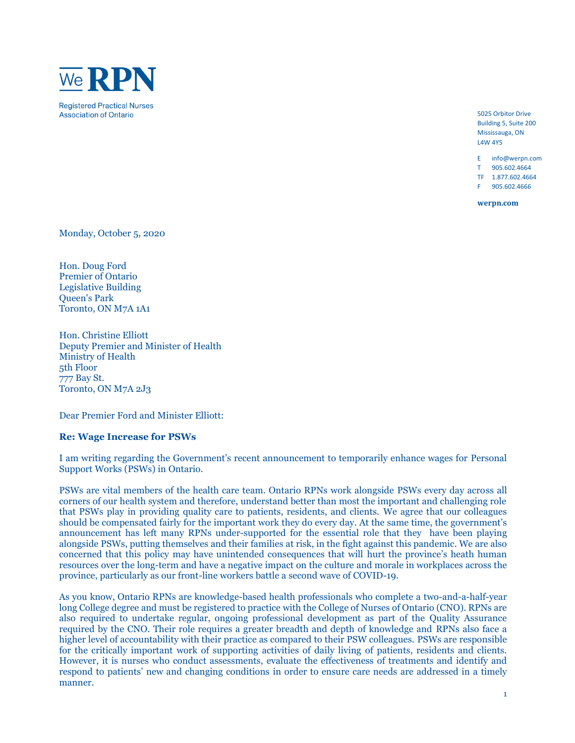We RPN

Registered Practical Nurses
Association of Ontario

5025 Orbitor Drive
Building 5, Suite 200
Mississauga, ON
L4W 4Y5

E info@werpn.com
T 905.602.4664
TF 1.877.602.4664
F 905.602.4666

**werpn.com**

Monday, October 5, 2020

Hon. Doug Ford
Premier of Ontario
Legislative Building
Queen's Park
Toronto, ON M7A 1A1

Hon. Christine Elliott
Deputy Premier and Minister of Health
Ministry of Health
5th Floor
777 Bay St.
Toronto, ON M7A 2J3

Dear Premier Ford and Minister Elliott:

**Re: Wage Increase for PSWs**

I am writing regarding the Government's recent announcement to temporarily enhance wages for Personal Support Works (PSWs) in Ontario.

PSWs are vital members of the health care team. Ontario RPNs work alongside PSWs every day across all corners of our health system and therefore, understand better than most the important and challenging role that PSWs play in providing quality care to patients, residents, and clients. We agree that our colleagues should be compensated fairly for the important work they do every day. At the same time, the government's announcement has left many RPNs under-supported for the essential role that they have been playing alongside PSWs, putting themselves and their families at risk, in the fight against this pandemic. We are also concerned that this policy may have unintended consequences that will hurt the province's heath human resources over the long-term and have a negative impact on the culture and morale in workplaces across the province, particularly as our front-line workers battle a second wave of COVID-19.

As you know, Ontario RPNs are knowledge-based health professionals who complete a two-and-a-half-year long College degree and must be registered to practice with the College of Nurses of Ontario (CNO). RPNs are also required to undertake regular, ongoing professional development as part of the Quality Assurance required by the CNO. Their role requires a greater breadth and depth of knowledge and RPNs also face a higher level of accountability with their practice as compared to their PSW colleagues. PSWs are responsible for the critically important work of supporting activities of daily living of patients, residents and clients. However, it is nurses who conduct assessments, evaluate the effectiveness of treatments and identify and respond to patients' new and changing conditions in order to ensure care needs are addressed in a timely manner.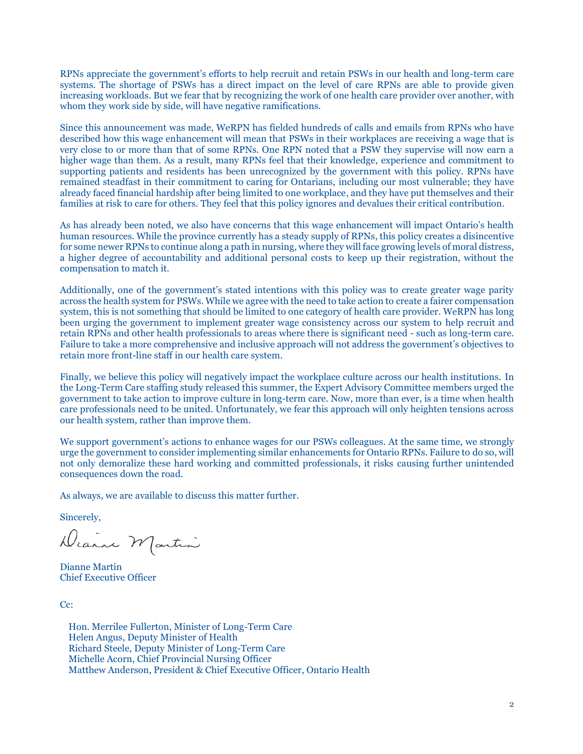RPNs appreciate the government's efforts to help recruit and retain PSWs in our health and long-term care systems. The shortage of PSWs has a direct impact on the level of care RPNs are able to provide given increasing workloads. But we fear that by recognizing the work of one health care provider over another, with whom they work side by side, will have negative ramifications.

Since this announcement was made, WeRPN has fielded hundreds of calls and emails from RPNs who have described how this wage enhancement will mean that PSWs in their workplaces are receiving a wage that is very close to or more than that of some RPNs. One RPN noted that a PSW they supervise will now earn a higher wage than them. As a result, many RPNs feel that their knowledge, experience and commitment to supporting patients and residents has been unrecognized by the government with this policy. RPNs have remained steadfast in their commitment to caring for Ontarians, including our most vulnerable; they have already faced financial hardship after being limited to one workplace, and they have put themselves and their families at risk to care for others. They feel that this policy ignores and devalues their critical contribution.

As has already been noted, we also have concerns that this wage enhancement will impact Ontario's health human resources. While the province currently has a steady supply of RPNs, this policy creates a disincentive for some newer RPNs to continue along a path in nursing, where they will face growing levels of moral distress, a higher degree of accountability and additional personal costs to keep up their registration, without the compensation to match it.

Additionally, one of the government's stated intentions with this policy was to create greater wage parity across the health system for PSWs. While we agree with the need to take action to create a fairer compensation system, this is not something that should be limited to one category of health care provider. WeRPN has long been urging the government to implement greater wage consistency across our system to help recruit and retain RPNs and other health professionals to areas where there is significant need - such as long-term care. Failure to take a more comprehensive and inclusive approach will not address the government's objectives to retain more front-line staff in our health care system.

Finally, we believe this policy will negatively impact the workplace culture across our health institutions. In the Long-Term Care staffing study released this summer, the Expert Advisory Committee members urged the government to take action to improve culture in long-term care. Now, more than ever, is a time when health care professionals need to be united. Unfortunately, we fear this approach will only heighten tensions across our health system, rather than improve them.

We support government's actions to enhance wages for our PSWs colleagues. At the same time, we strongly urge the government to consider implementing similar enhancements for Ontario RPNs. Failure to do so, will not only demoralize these hard working and committed professionals, it risks causing further unintended consequences down the road.

As always, we are available to discuss this matter further.

Sincerely,

Dianne Martin

Dianne Martin
Chief Executive Officer

Cc:

Hon. Merrilee Fullerton, Minister of Long-Term Care
Helen Angus, Deputy Minister of Health
Richard Steele, Deputy Minister of Long-Term Care
Michelle Acorn, Chief Provincial Nursing Officer
Matthew Anderson, President & Chief Executive Officer, Ontario Health